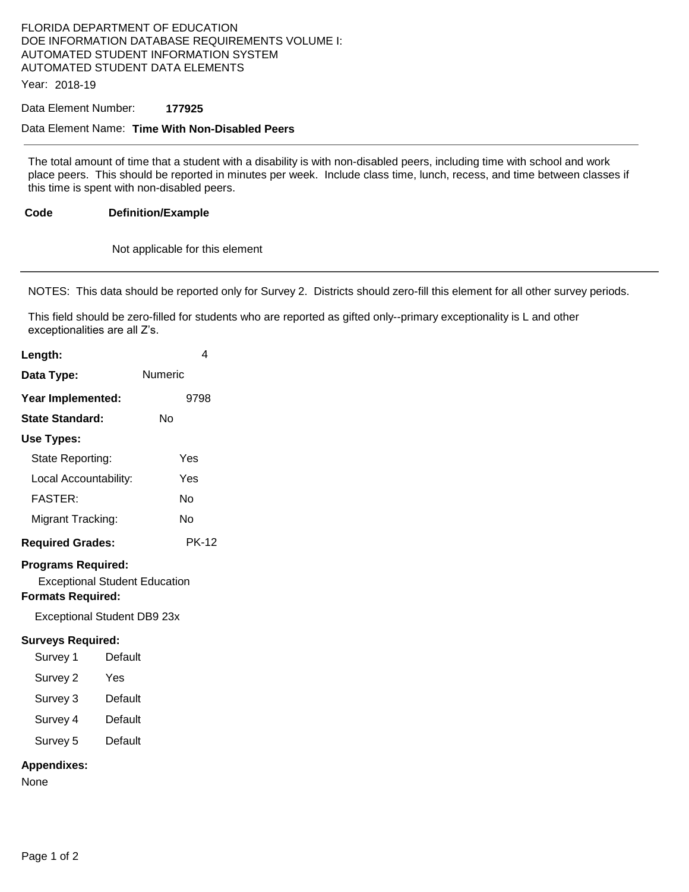FLORIDA DEPARTMENT OF EDUCATION
DOE INFORMATION DATABASE REQUIREMENTS VOLUME I:
AUTOMATED STUDENT INFORMATION SYSTEM
AUTOMATED STUDENT DATA ELEMENTS

Year: 2018-19

Data Element Number: **177925**

Data Element Name: **Time With Non-Disabled Peers**

---

The total amount of time that a student with a disability is with non-disabled peers, including time with school and work place peers. This should be reported in minutes per week. Include class time, lunch, recess, and time between classes if this time is spent with non-disabled peers.

| Code | Definition/Example |
|---|---|
| | Not applicable for this element |

---

NOTES: This data should be reported only for Survey 2. Districts should zero-fill this element for all other survey periods.

This field should be zero-filled for students who are reported as gifted only--primary exceptionality is L and other exceptionalities are all Z's.

**Length:** 4

**Data Type:** Numeric

**Year Implemented:** 9798

**State Standard:** No

**Use Types:**

| | |
|---|---|
| State Reporting: | Yes |
| Local Accountability: | Yes |
| FASTER: | No |
| Migrant Tracking: | No |

**Required Grades:** PK-12

**Programs Required:**

Exceptional Student Education

**Formats Required:**

Exceptional Student DB9 23x

**Surveys Required:**

| | |
|---|---|
| Survey 1 | Default |
| Survey 2 | Yes |
| Survey 3 | Default |
| Survey 4 | Default |
| Survey 5 | Default |

**Appendixes:**

None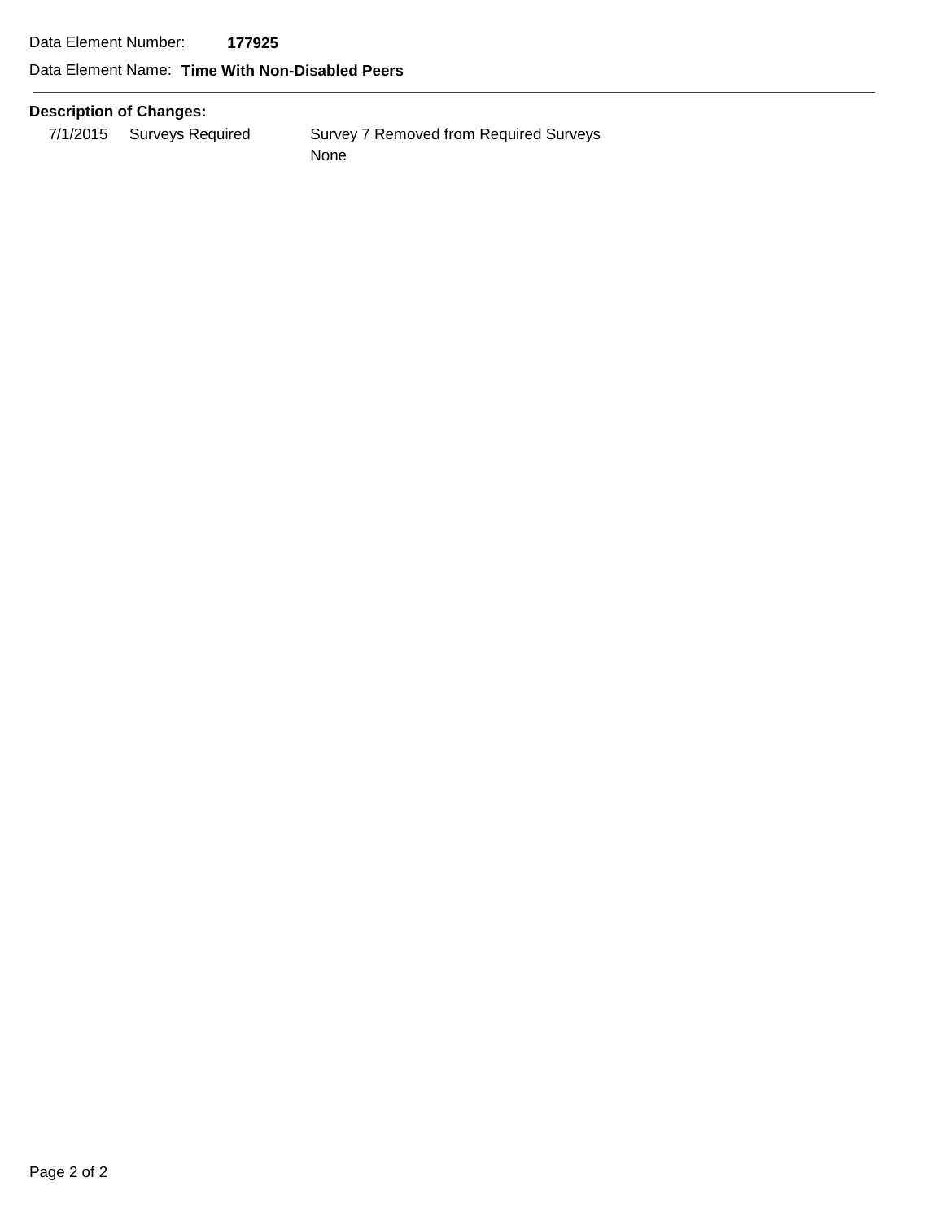Data Element Number: **177925**

Data Element Name: **Time With Non-Disabled Peers**

**Description of Changes:**

| | | |
|---|---|---|
| 7/1/2015 | Surveys Required | Survey 7 Removed from Required Surveys<br>None |